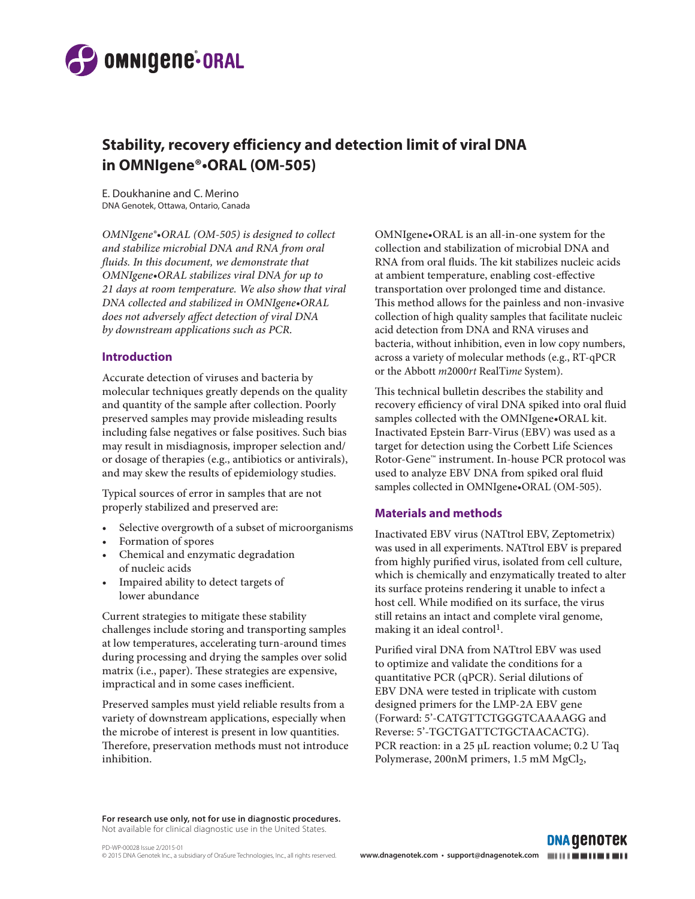# Stability, recovery efficiency and detection limit of viral DNA in OMNIgene®•ORAL (OM-505)

E. Doukhanine and C. Merino
DNA Genotek, Ottawa, Ontario, Canada

*OMNIgene®•ORAL (OM-505) is designed to collect and stabilize microbial DNA and RNA from oral fluids. In this document, we demonstrate that OMNIgene•ORAL stabilizes viral DNA for up to 21 days at room temperature. We also show that viral DNA collected and stabilized in OMNIgene•ORAL does not adversely affect detection of viral DNA by downstream applications such as PCR.*

## Introduction

Accurate detection of viruses and bacteria by molecular techniques greatly depends on the quality and quantity of the sample after collection. Poorly preserved samples may provide misleading results including false negatives or false positives. Such bias may result in misdiagnosis, improper selection and/or dosage of therapies (e.g., antibiotics or antivirals), and may skew the results of epidemiology studies.

Typical sources of error in samples that are not properly stabilized and preserved are:

- Selective overgrowth of a subset of microorganisms
- Formation of spores
- Chemical and enzymatic degradation of nucleic acids
- Impaired ability to detect targets of lower abundance

Current strategies to mitigate these stability challenges include storing and transporting samples at low temperatures, accelerating turn-around times during processing and drying the samples over solid matrix (i.e., paper). These strategies are expensive, impractical and in some cases inefficient.

Preserved samples must yield reliable results from a variety of downstream applications, especially when the microbe of interest is present in low quantities. Therefore, preservation methods must not introduce inhibition.

OMNIgene•ORAL is an all-in-one system for the collection and stabilization of microbial DNA and RNA from oral fluids. The kit stabilizes nucleic acids at ambient temperature, enabling cost-effective transportation over prolonged time and distance. This method allows for the painless and non-invasive collection of high quality samples that facilitate nucleic acid detection from DNA and RNA viruses and bacteria, without inhibition, even in low copy numbers, across a variety of molecular methods (e.g., RT-qPCR or the Abbott *m*2000*rt* RealTi*me* System).

This technical bulletin describes the stability and recovery efficiency of viral DNA spiked into oral fluid samples collected with the OMNIgene•ORAL kit. Inactivated Epstein Barr-Virus (EBV) was used as a target for detection using the Corbett Life Sciences Rotor-Gene™ instrument. In-house PCR protocol was used to analyze EBV DNA from spiked oral fluid samples collected in OMNIgene•ORAL (OM-505).

## Materials and methods

Inactivated EBV virus (NATtrol EBV, Zeptometrix) was used in all experiments. NATtrol EBV is prepared from highly purified virus, isolated from cell culture, which is chemically and enzymatically treated to alter its surface proteins rendering it unable to infect a host cell. While modified on its surface, the virus still retains an intact and complete viral genome, making it an ideal control[1].

Purified viral DNA from NATtrol EBV was used to optimize and validate the conditions for a quantitative PCR (qPCR). Serial dilutions of EBV DNA were tested in triplicate with custom designed primers for the LMP-2A EBV gene (Forward: 5'-CATGTTCTGGGTCAAAAGG and Reverse: 5'-TGCTGATTCTGCTAACACTG). PCR reaction: in a 25 µL reaction volume; 0.2 U Taq Polymerase, 200nM primers, 1.5 mM $MgCl_2$,

**For research use only, not for use in diagnostic procedures.**
Not available for clinical diagnostic use in the United States.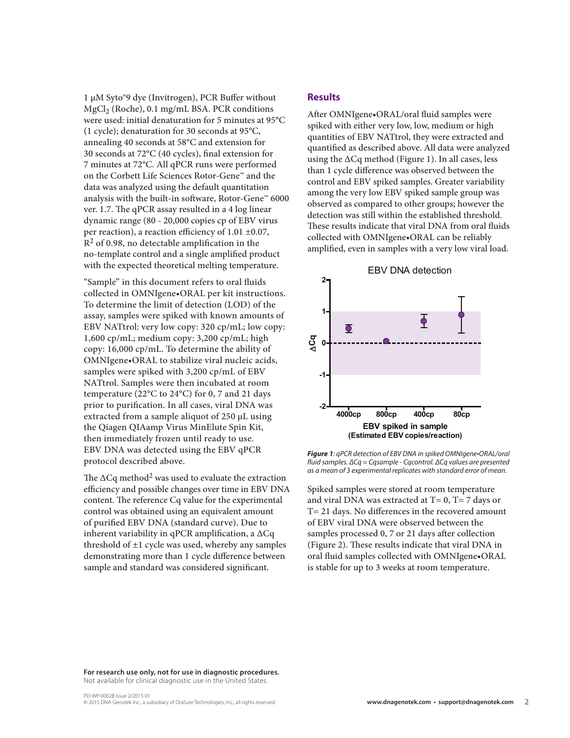1 µM Syto®9 dye (Invitrogen), PCR Buffer without $MgCl_2$ (Roche), 0.1 mg/mL BSA. PCR conditions were used: initial denaturation for 5 minutes at 95°C (1 cycle); denaturation for 30 seconds at 95°C, annealing 40 seconds at 58°C and extension for 30 seconds at 72°C (40 cycles), final extension for 7 minutes at 72°C. All qPCR runs were performed on the Corbett Life Sciences Rotor-Gene™ and the data was analyzed using the default quantitation analysis with the built-in software, Rotor-Gene™ 6000 ver. 1.7. The qPCR assay resulted in a 4 log linear dynamic range (80 - 20,000 copies cp of EBV virus per reaction), a reaction efficiency of 1.01 ±0.07, $R^2$ of 0.98, no detectable amplification in the no-template control and a single amplified product with the expected theoretical melting temperature.

"Sample" in this document refers to oral fluids collected in OMNIgene•ORAL per kit instructions. To determine the limit of detection (LOD) of the assay, samples were spiked with known amounts of EBV NATtrol: very low copy: 320 cp/mL; low copy: 1,600 cp/mL; medium copy: 3,200 cp/mL; high copy: 16,000 cp/mL. To determine the ability of OMNIgene•ORAL to stabilize viral nucleic acids, samples were spiked with 3,200 cp/mL of EBV NATtrol. Samples were then incubated at room temperature (22°C to 24°C) for 0, 7 and 21 days prior to purification. In all cases, viral DNA was extracted from a sample aliquot of 250 µL using the Qiagen QIAamp Virus MinElute Spin Kit, then immediately frozen until ready to use. EBV DNA was detected using the EBV qPCR protocol described above.

The ΔCq method[2] was used to evaluate the extraction efficiency and possible changes over time in EBV DNA content. The reference Cq value for the experimental control was obtained using an equivalent amount of purified EBV DNA (standard curve). Due to inherent variability in qPCR amplification, a ΔCq threshold of ±1 cycle was used, whereby any samples demonstrating more than 1 cycle difference between sample and standard was considered significant.

## Results

After OMNIgene•ORAL/oral fluid samples were spiked with either very low, low, medium or high quantities of EBV NATtrol, they were extracted and quantified as described above. All data were analyzed using the ΔCq method (Figure 1). In all cases, less than 1 cycle difference was observed between the control and EBV spiked samples. Greater variability among the very low EBV spiked sample group was observed as compared to other groups; however the detection was still within the established threshold. These results indicate that viral DNA from oral fluids collected with OMNIgene•ORAL can be reliably amplified, even in samples with a very low viral load.

***Figure 1**: qPCR detection of EBV DNA in spiked OMNIgene•ORAL/oral fluid samples. ΔCq = Cqsample - Cqcontrol. ΔCq values are presented as a mean of 3 experimental replicates with standard error of mean.*

Spiked samples were stored at room temperature and viral DNA was extracted at T= 0, T= 7 days or T= 21 days. No differences in the recovered amount of EBV viral DNA were observed between the samples processed 0, 7 or 21 days after collection (Figure 2). These results indicate that viral DNA in oral fluid samples collected with OMNIgene•ORAL is stable for up to 3 weeks at room temperature.

**For research use only, not for use in diagnostic procedures.**
Not available for clinical diagnostic use in the United States.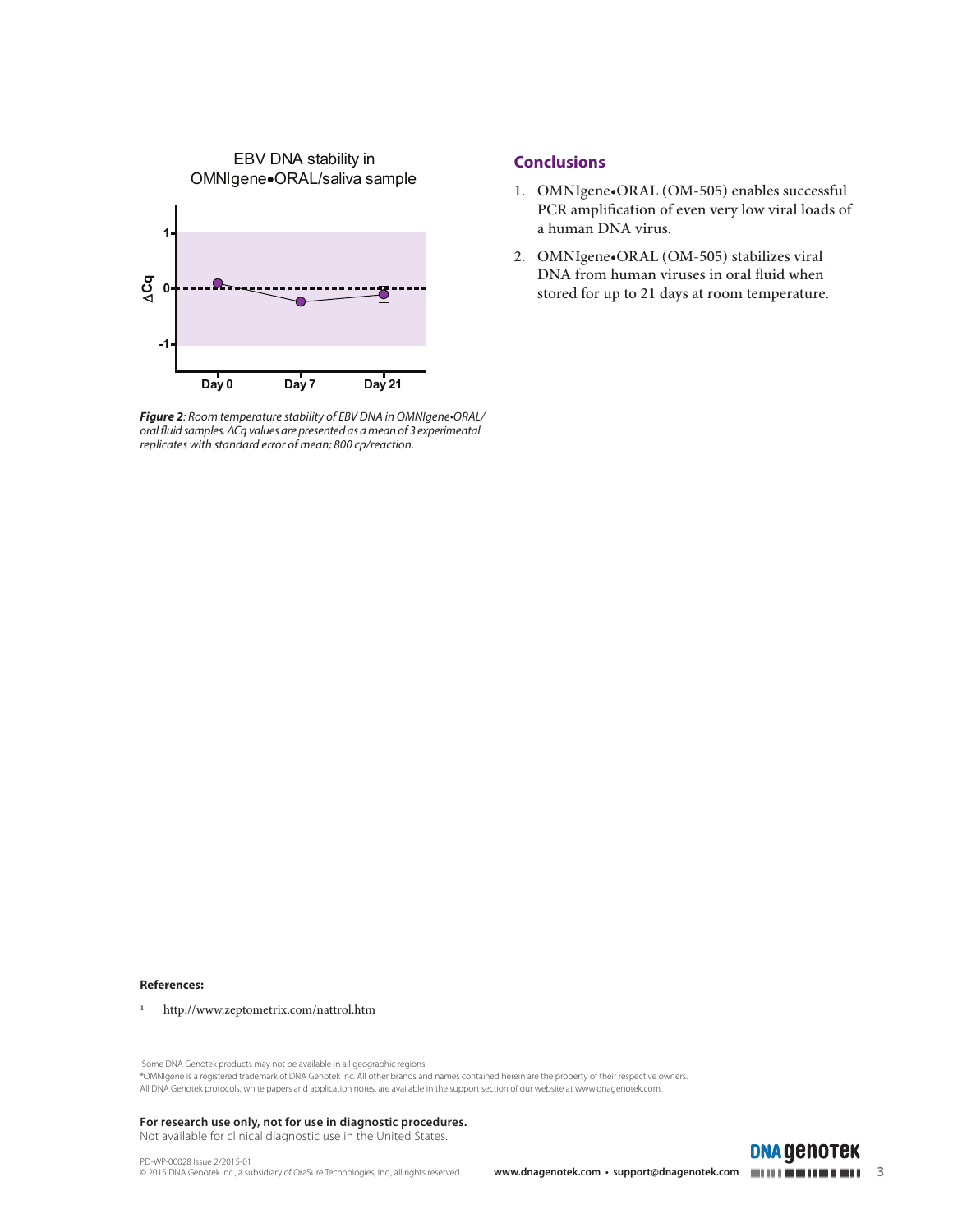EBV DNA stability in OMNIgene•ORAL/saliva sample

ΔCq

1

0

-1

Day 0

Day 7

Day 21

***Figure 2****: Room temperature stability of EBV DNA in OMNIgene•ORAL/oral fluid samples. ΔCq values are presented as a mean of 3 experimental replicates with standard error of mean; 800 cp/reaction.*

## Conclusions

1. OMNIgene•ORAL (OM-505) enables successful PCR amplification of even very low viral loads of a human DNA virus.
2. OMNIgene•ORAL (OM-505) stabilizes viral DNA from human viruses in oral fluid when stored for up to 21 days at room temperature.

**References:**

[1] http://www.zeptometrix.com/nattrol.htm

Some DNA Genotek products may not be available in all geographic regions.
®OMNIgene is a registered trademark of DNA Genotek Inc. All other brands and names contained herein are the property of their respective owners.
All DNA Genotek protocols, white papers and application notes, are available in the support section of our website at www.dnagenotek.com.

**For research use only, not for use in diagnostic procedures.**
Not available for clinical diagnostic use in the United States.

PD-WP-00028 Issue 2/2015-01
© 2015 DNA Genotek Inc., a subsidiary of OraSure Technologies, Inc., all rights reserved.

**www.dnagenotek.com • support@dnagenotek.com**